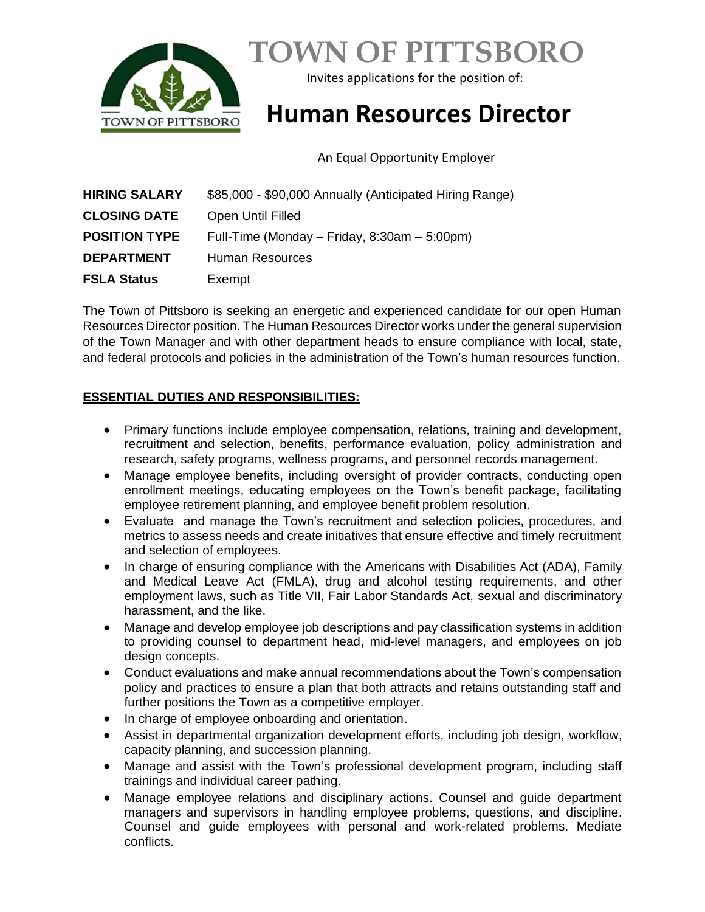# TOWN OF PITTSBORO

Invites applications for the position of:

# Human Resources Director

An Equal Opportunity Employer

| | |
|---|---|
| **HIRING SALARY** | $85,000 - $90,000 Annually (Anticipated Hiring Range) |
| **CLOSING DATE** | Open Until Filled |
| **POSITION TYPE** | Full-Time (Monday – Friday, 8:30am – 5:00pm) |
| **DEPARTMENT** | Human Resources |
| **FSLA Status** | Exempt |

The Town of Pittsboro is seeking an energetic and experienced candidate for our open Human Resources Director position. The Human Resources Director works under the general supervision of the Town Manager and with other department heads to ensure compliance with local, state, and federal protocols and policies in the administration of the Town's human resources function.

## ESSENTIAL DUTIES AND RESPONSIBILITIES:

- Primary functions include employee compensation, relations, training and development, recruitment and selection, benefits, performance evaluation, policy administration and research, safety programs, wellness programs, and personnel records management.
- Manage employee benefits, including oversight of provider contracts, conducting open enrollment meetings, educating employees on the Town's benefit package, facilitating employee retirement planning, and employee benefit problem resolution.
- Evaluate and manage the Town's recruitment and selection policies, procedures, and metrics to assess needs and create initiatives that ensure effective and timely recruitment and selection of employees.
- In charge of ensuring compliance with the Americans with Disabilities Act (ADA), Family and Medical Leave Act (FMLA), drug and alcohol testing requirements, and other employment laws, such as Title VII, Fair Labor Standards Act, sexual and discriminatory harassment, and the like.
- Manage and develop employee job descriptions and pay classification systems in addition to providing counsel to department head, mid-level managers, and employees on job design concepts.
- Conduct evaluations and make annual recommendations about the Town's compensation policy and practices to ensure a plan that both attracts and retains outstanding staff and further positions the Town as a competitive employer.
- In charge of employee onboarding and orientation.
- Assist in departmental organization development efforts, including job design, workflow, capacity planning, and succession planning.
- Manage and assist with the Town's professional development program, including staff trainings and individual career pathing.
- Manage employee relations and disciplinary actions. Counsel and guide department managers and supervisors in handling employee problems, questions, and discipline. Counsel and guide employees with personal and work-related problems. Mediate conflicts.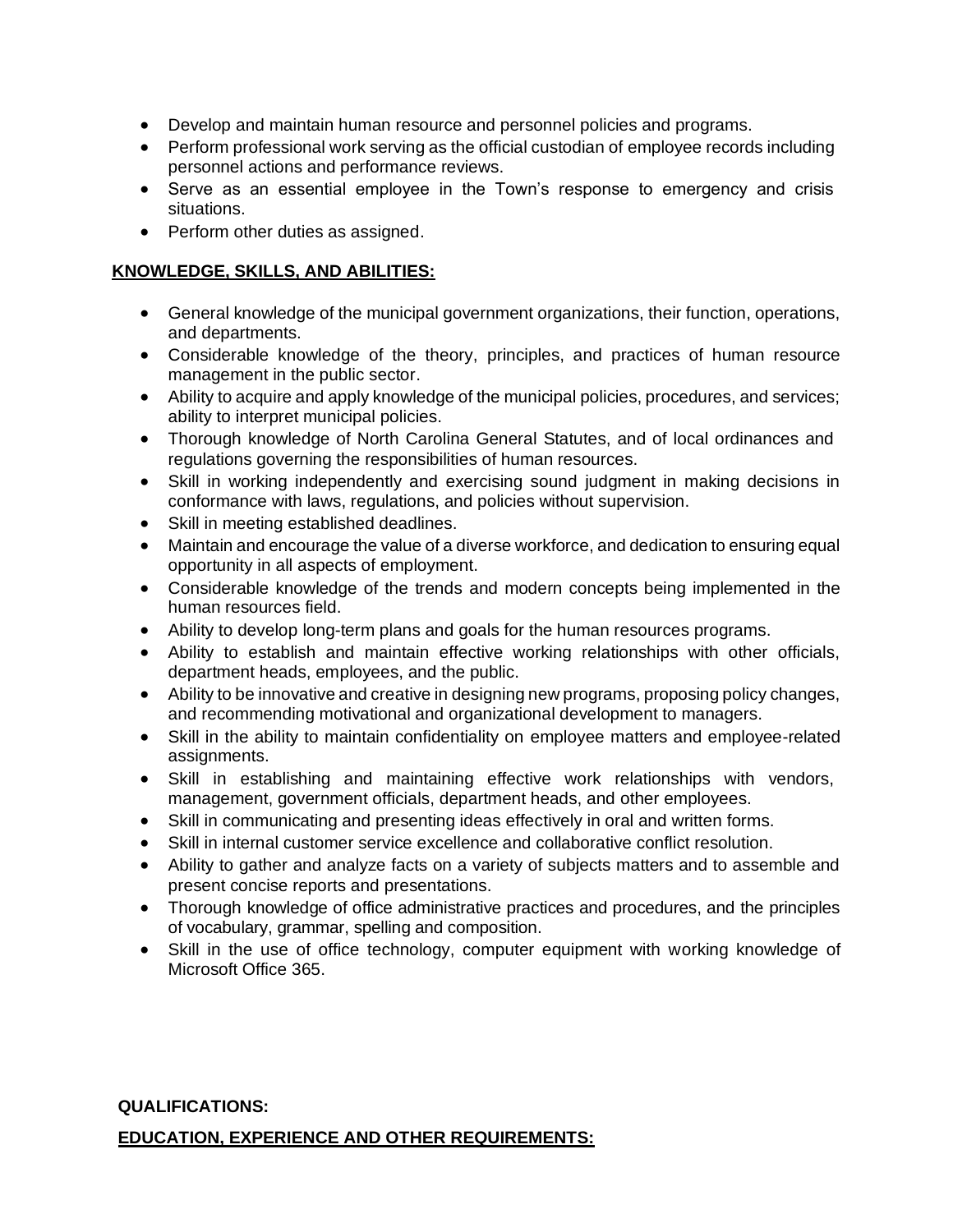- Develop and maintain human resource and personnel policies and programs.
- Perform professional work serving as the official custodian of employee records including personnel actions and performance reviews.
- Serve as an essential employee in the Town's response to emergency and crisis situations.
- Perform other duties as assigned.

**KNOWLEDGE, SKILLS, AND ABILITIES:**

- General knowledge of the municipal government organizations, their function, operations, and departments.
- Considerable knowledge of the theory, principles, and practices of human resource management in the public sector.
- Ability to acquire and apply knowledge of the municipal policies, procedures, and services; ability to interpret municipal policies.
- Thorough knowledge of North Carolina General Statutes, and of local ordinances and regulations governing the responsibilities of human resources.
- Skill in working independently and exercising sound judgment in making decisions in conformance with laws, regulations, and policies without supervision.
- Skill in meeting established deadlines.
- Maintain and encourage the value of a diverse workforce, and dedication to ensuring equal opportunity in all aspects of employment.
- Considerable knowledge of the trends and modern concepts being implemented in the human resources field.
- Ability to develop long-term plans and goals for the human resources programs.
- Ability to establish and maintain effective working relationships with other officials, department heads, employees, and the public.
- Ability to be innovative and creative in designing new programs, proposing policy changes, and recommending motivational and organizational development to managers.
- Skill in the ability to maintain confidentiality on employee matters and employee-related assignments.
- Skill in establishing and maintaining effective work relationships with vendors, management, government officials, department heads, and other employees.
- Skill in communicating and presenting ideas effectively in oral and written forms.
- Skill in internal customer service excellence and collaborative conflict resolution.
- Ability to gather and analyze facts on a variety of subjects matters and to assemble and present concise reports and presentations.
- Thorough knowledge of office administrative practices and procedures, and the principles of vocabulary, grammar, spelling and composition.
- Skill in the use of office technology, computer equipment with working knowledge of Microsoft Office 365.

**QUALIFICATIONS:**

**EDUCATION, EXPERIENCE AND OTHER REQUIREMENTS:**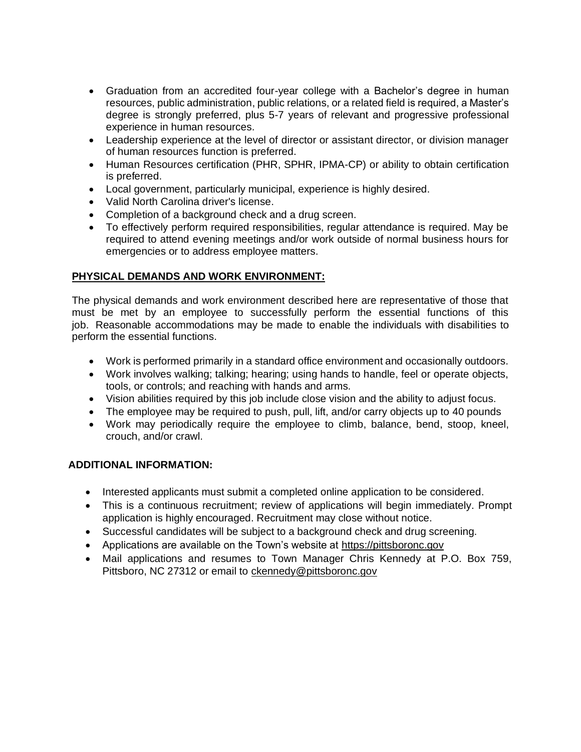- Graduation from an accredited four-year college with a Bachelor's degree in human resources, public administration, public relations, or a related field is required, a Master's degree is strongly preferred, plus 5-7 years of relevant and progressive professional experience in human resources.
- Leadership experience at the level of director or assistant director, or division manager of human resources function is preferred.
- Human Resources certification (PHR, SPHR, IPMA-CP) or ability to obtain certification is preferred.
- Local government, particularly municipal, experience is highly desired.
- Valid North Carolina driver's license.
- Completion of a background check and a drug screen.
- To effectively perform required responsibilities, regular attendance is required. May be required to attend evening meetings and/or work outside of normal business hours for emergencies or to address employee matters.

## PHYSICAL DEMANDS AND WORK ENVIRONMENT:

The physical demands and work environment described here are representative of those that must be met by an employee to successfully perform the essential functions of this job. Reasonable accommodations may be made to enable the individuals with disabilities to perform the essential functions.

- Work is performed primarily in a standard office environment and occasionally outdoors.
- Work involves walking; talking; hearing; using hands to handle, feel or operate objects, tools, or controls; and reaching with hands and arms.
- Vision abilities required by this job include close vision and the ability to adjust focus.
- The employee may be required to push, pull, lift, and/or carry objects up to 40 pounds
- Work may periodically require the employee to climb, balance, bend, stoop, kneel, crouch, and/or crawl.

## ADDITIONAL INFORMATION:

- Interested applicants must submit a completed online application to be considered.
- This is a continuous recruitment; review of applications will begin immediately. Prompt application is highly encouraged. Recruitment may close without notice.
- Successful candidates will be subject to a background check and drug screening.
- Applications are available on the Town's website at https://pittsboronc.gov
- Mail applications and resumes to Town Manager Chris Kennedy at P.O. Box 759, Pittsboro, NC 27312 or email to ckennedy@pittsboronc.gov